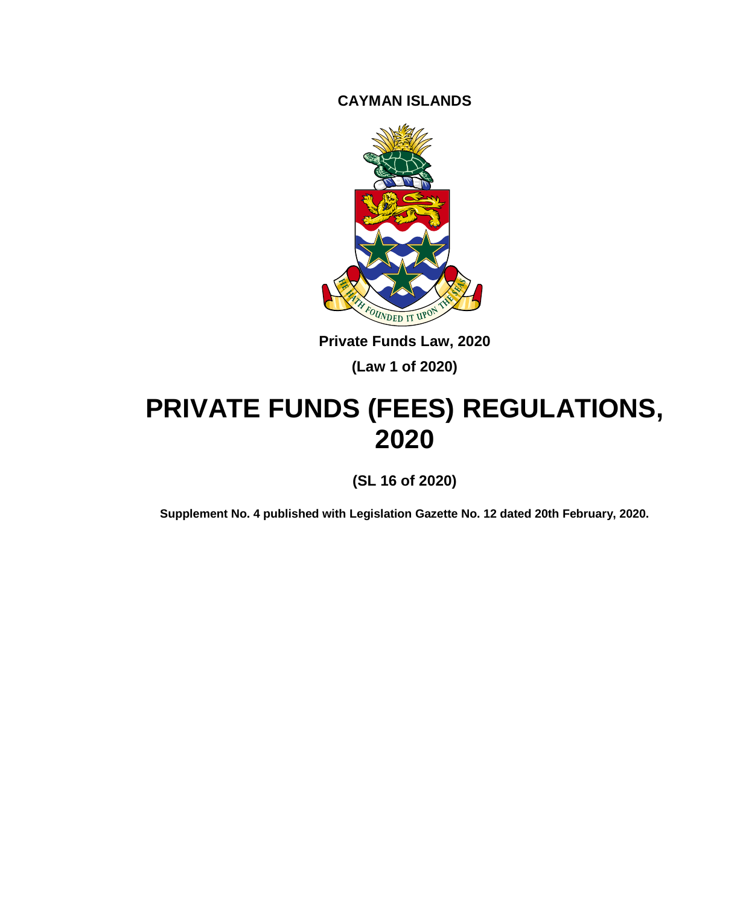**CAYMAN ISLANDS**

**Private Funds Law, 2020**

**(Law 1 of 2020)**

# PRIVATE FUNDS (FEES) REGULATIONS, 2020

**(SL 16 of 2020)**

**Supplement No. 4 published with Legislation Gazette No. 12 dated 20th February, 2020.**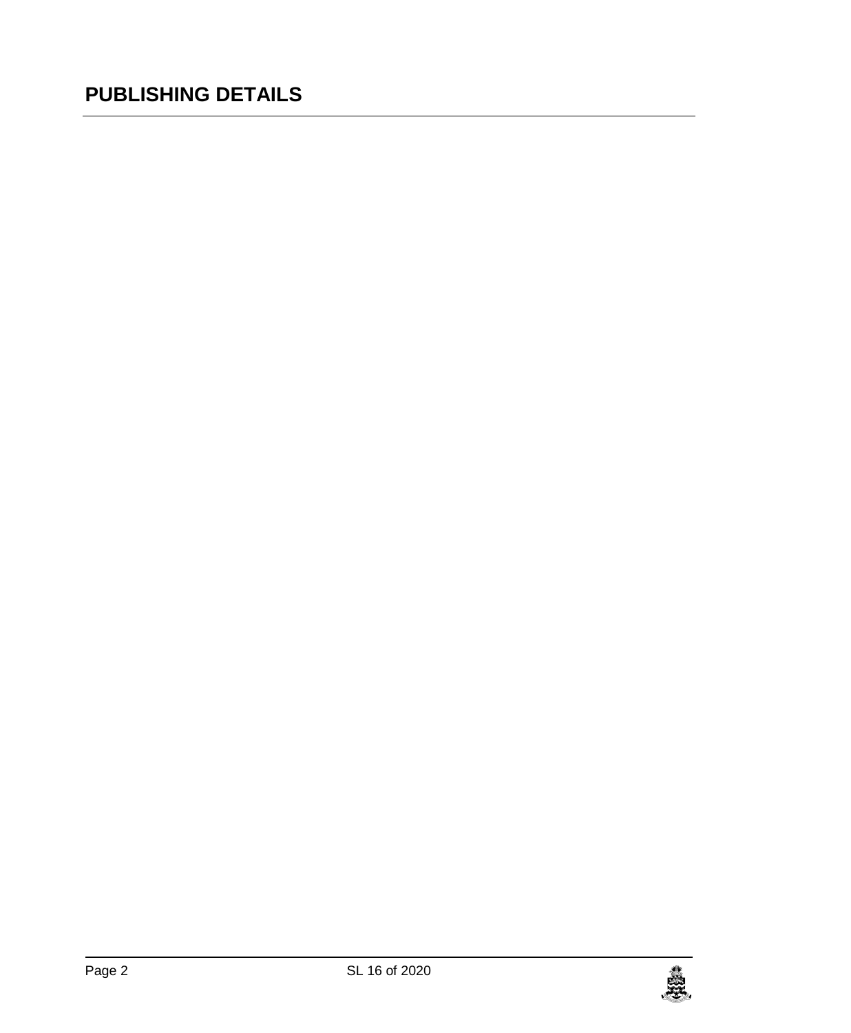## PUBLISHING DETAILS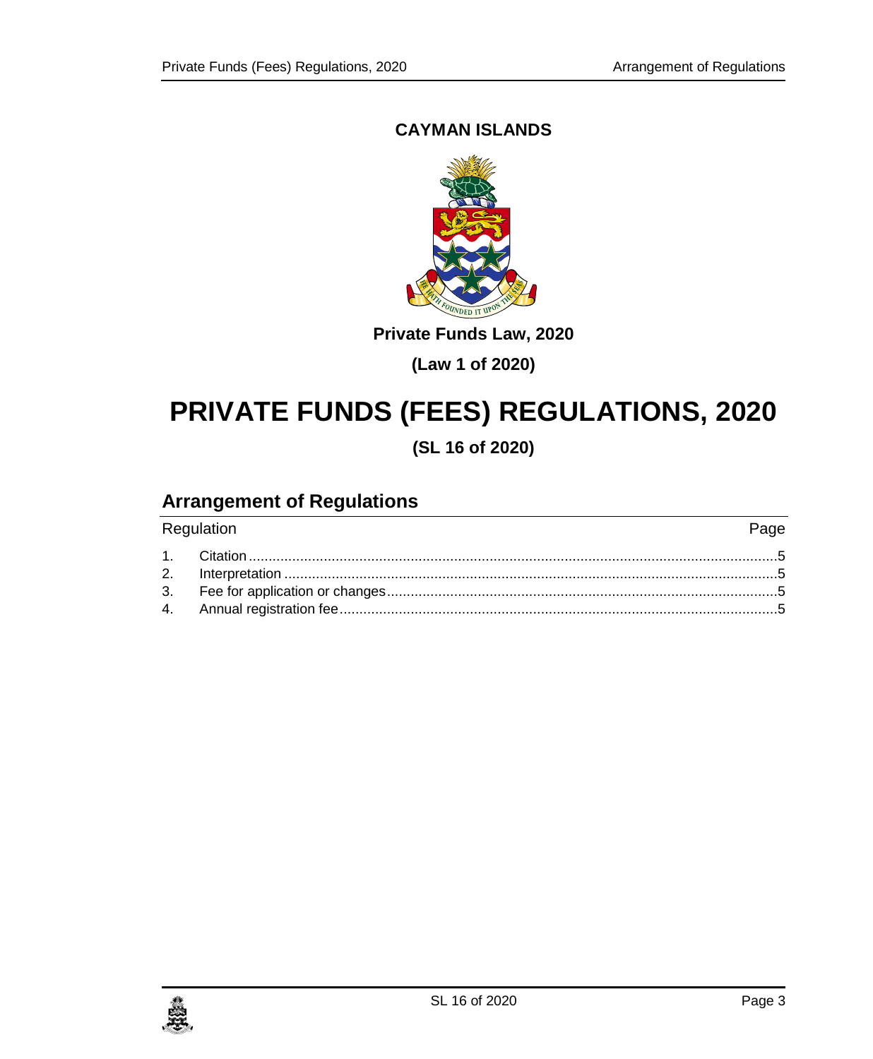**CAYMAN ISLANDS**

**Private Funds Law, 2020**

**(Law 1 of 2020)**

# PRIVATE FUNDS (FEES) REGULATIONS, 2020

**(SL 16 of 2020)**

## Arrangement of Regulations

| Regulation | | Page |
|---|---|---|
| 1. | Citation | 5 |
| 2. | Interpretation | 5 |
| 3. | Fee for application or changes | 5 |
| 4. | Annual registration fee | 5 |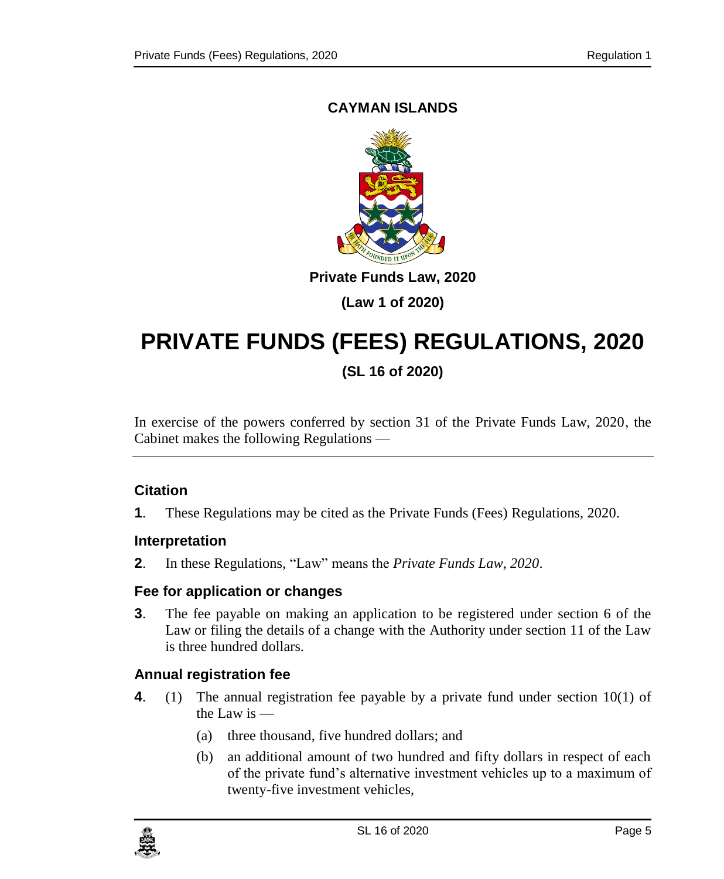**CAYMAN ISLANDS**

**Private Funds Law, 2020**

**(Law 1 of 2020)**

# PRIVATE FUNDS (FEES) REGULATIONS, 2020

**(SL 16 of 2020)**

In exercise of the powers conferred by section 31 of the Private Funds Law, 2020, the Cabinet makes the following Regulations —

### Citation

**1**. These Regulations may be cited as the Private Funds (Fees) Regulations, 2020.

### Interpretation

**2**. In these Regulations, "Law" means the *Private Funds Law, 2020*.

### Fee for application or changes

**3**. The fee payable on making an application to be registered under section 6 of the Law or filing the details of a change with the Authority under section 11 of the Law is three hundred dollars.

### Annual registration fee

**4**. (1) The annual registration fee payable by a private fund under section 10(1) of the Law is —

(a) three thousand, five hundred dollars; and

(b) an additional amount of two hundred and fifty dollars in respect of each of the private fund's alternative investment vehicles up to a maximum of twenty-five investment vehicles,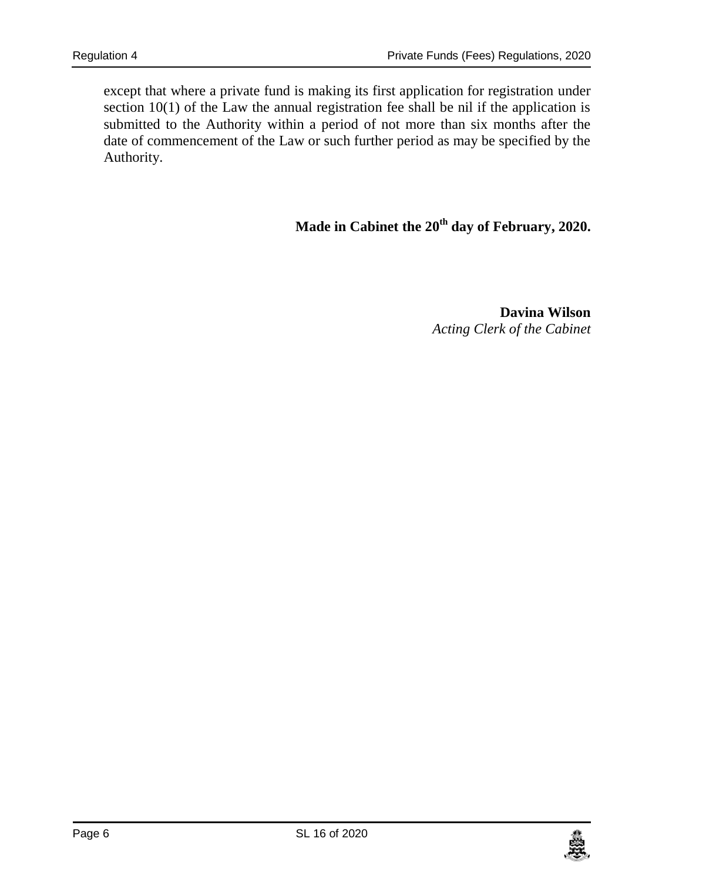except that where a private fund is making its first application for registration under section 10(1) of the Law the annual registration fee shall be nil if the application is submitted to the Authority within a period of not more than six months after the date of commencement of the Law or such further period as may be specified by the Authority.

**Made in Cabinet the 20th day of February, 2020.**

**Davina Wilson**
*Acting Clerk of the Cabinet*